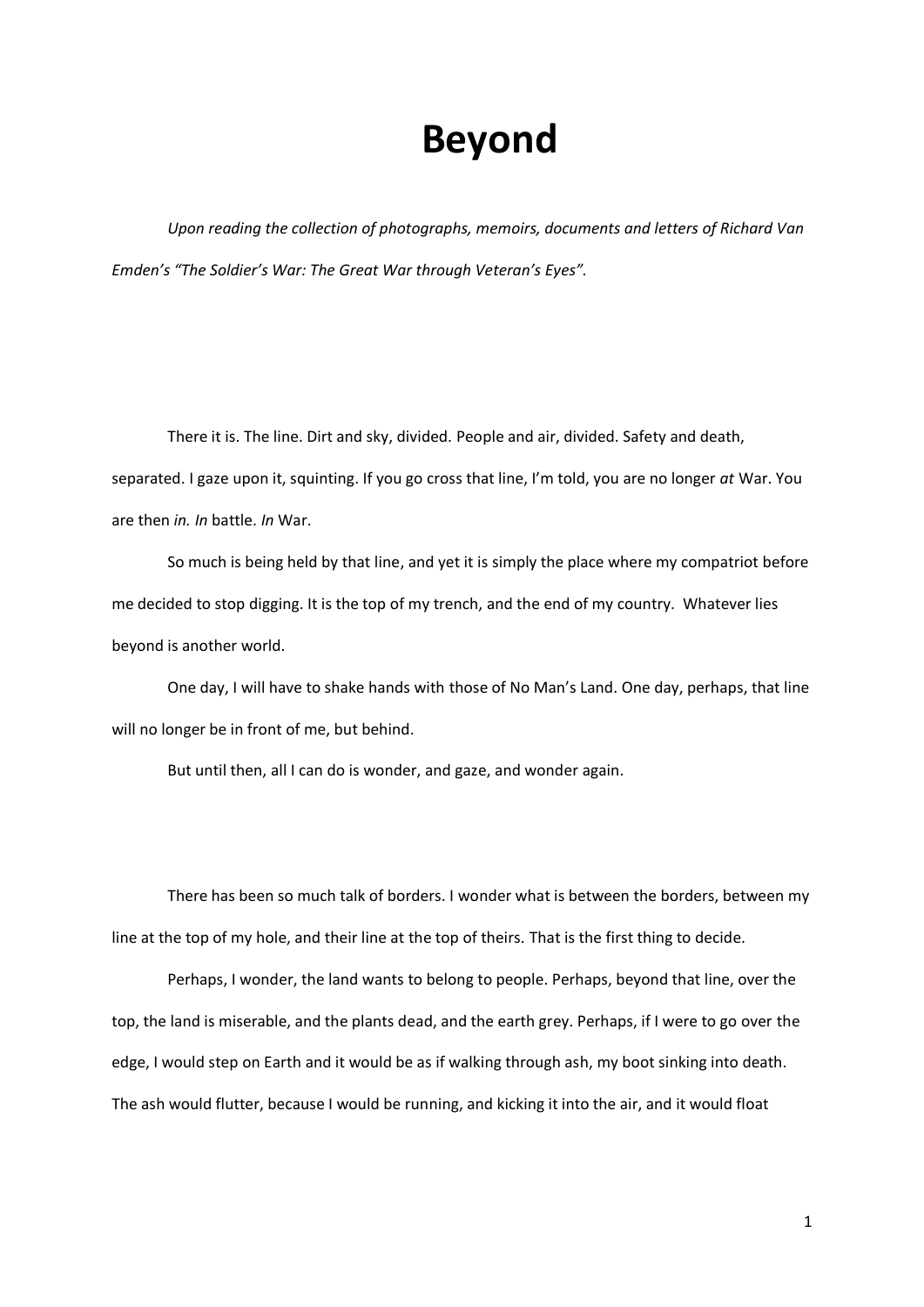# Beyond

*Upon reading the collection of photographs, memoirs, documents and letters of Richard Van Emden's "The Soldier's War: The Great War through Veteran's Eyes".*

There it is. The line. Dirt and sky, divided. People and air, divided. Safety and death, separated. I gaze upon it, squinting. If you go cross that line, I'm told, you are no longer *at* War. You are then *in. In* battle. *In* War.

So much is being held by that line, and yet it is simply the place where my compatriot before me decided to stop digging. It is the top of my trench, and the end of my country. Whatever lies beyond is another world.

One day, I will have to shake hands with those of No Man's Land. One day, perhaps, that line will no longer be in front of me, but behind.

But until then, all I can do is wonder, and gaze, and wonder again.

There has been so much talk of borders. I wonder what is between the borders, between my line at the top of my hole, and their line at the top of theirs. That is the first thing to decide.

Perhaps, I wonder, the land wants to belong to people. Perhaps, beyond that line, over the top, the land is miserable, and the plants dead, and the earth grey. Perhaps, if I were to go over the edge, I would step on Earth and it would be as if walking through ash, my boot sinking into death. The ash would flutter, because I would be running, and kicking it into the air, and it would float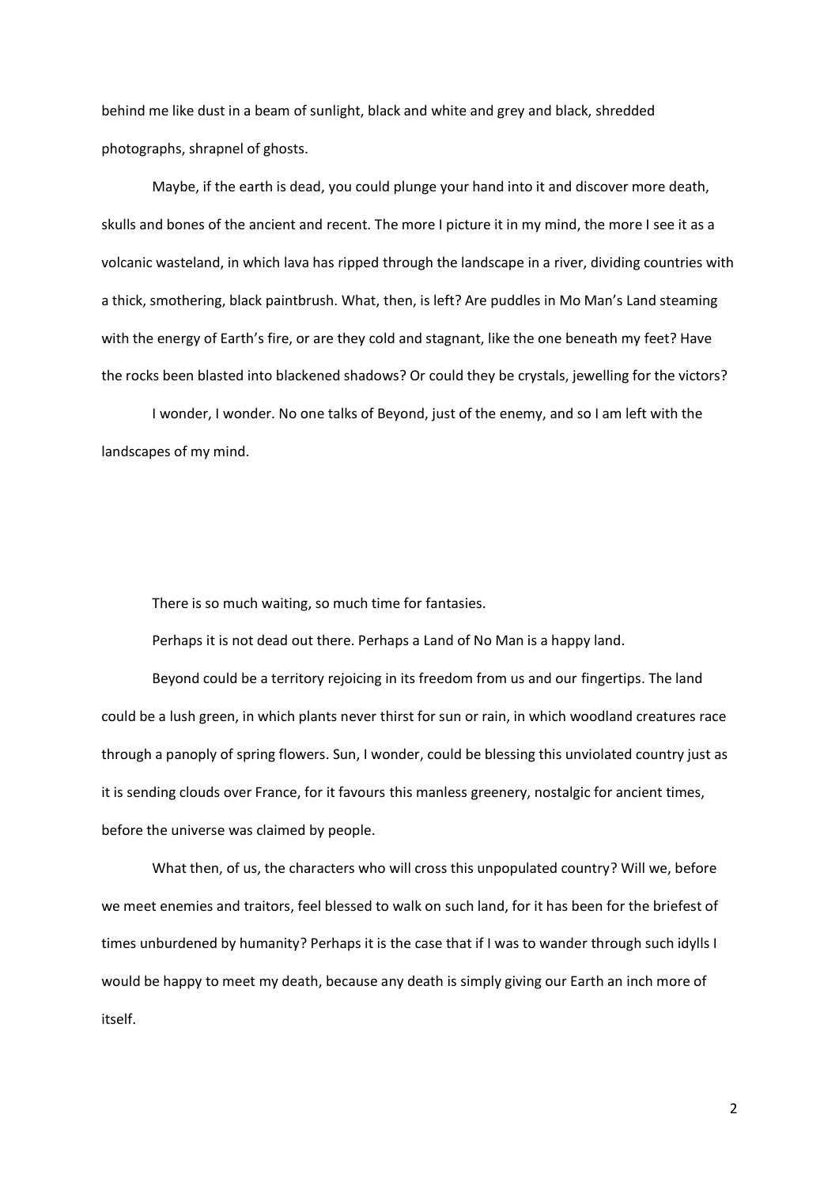behind me like dust in a beam of sunlight, black and white and grey and black, shredded photographs, shrapnel of ghosts.

Maybe, if the earth is dead, you could plunge your hand into it and discover more death, skulls and bones of the ancient and recent. The more I picture it in my mind, the more I see it as a volcanic wasteland, in which lava has ripped through the landscape in a river, dividing countries with a thick, smothering, black paintbrush. What, then, is left? Are puddles in Mo Man's Land steaming with the energy of Earth's fire, or are they cold and stagnant, like the one beneath my feet? Have the rocks been blasted into blackened shadows? Or could they be crystals, jewelling for the victors?

I wonder, I wonder. No one talks of Beyond, just of the enemy, and so I am left with the landscapes of my mind.

There is so much waiting, so much time for fantasies.

Perhaps it is not dead out there. Perhaps a Land of No Man is a happy land.

Beyond could be a territory rejoicing in its freedom from us and our fingertips. The land could be a lush green, in which plants never thirst for sun or rain, in which woodland creatures race through a panoply of spring flowers. Sun, I wonder, could be blessing this unviolated country just as it is sending clouds over France, for it favours this manless greenery, nostalgic for ancient times, before the universe was claimed by people.

What then, of us, the characters who will cross this unpopulated country? Will we, before we meet enemies and traitors, feel blessed to walk on such land, for it has been for the briefest of times unburdened by humanity? Perhaps it is the case that if I was to wander through such idylls I would be happy to meet my death, because any death is simply giving our Earth an inch more of itself.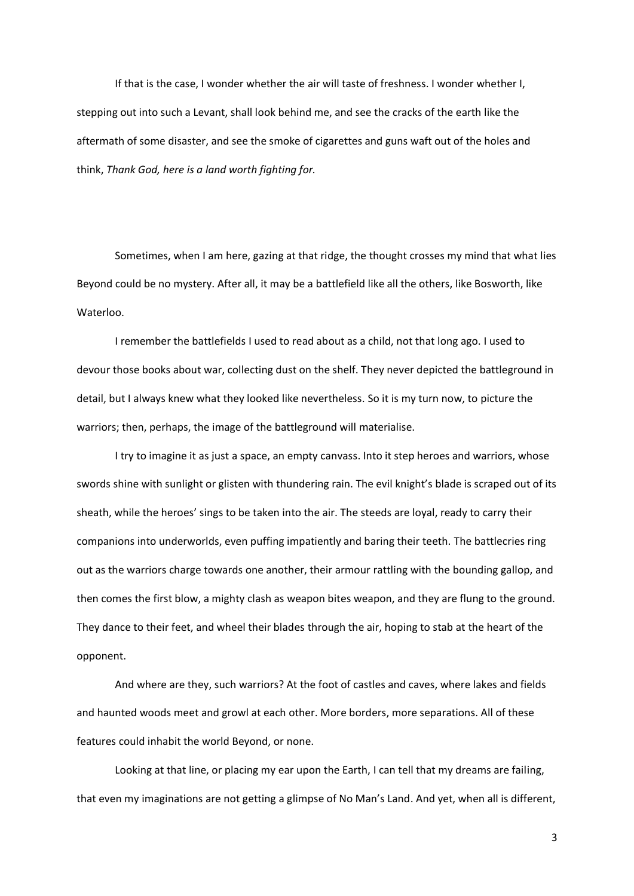If that is the case, I wonder whether the air will taste of freshness. I wonder whether I, stepping out into such a Levant, shall look behind me, and see the cracks of the earth like the aftermath of some disaster, and see the smoke of cigarettes and guns waft out of the holes and think, *Thank God, here is a land worth fighting for.*

Sometimes, when I am here, gazing at that ridge, the thought crosses my mind that what lies Beyond could be no mystery. After all, it may be a battlefield like all the others, like Bosworth, like Waterloo.

I remember the battlefields I used to read about as a child, not that long ago. I used to devour those books about war, collecting dust on the shelf. They never depicted the battleground in detail, but I always knew what they looked like nevertheless. So it is my turn now, to picture the warriors; then, perhaps, the image of the battleground will materialise.

I try to imagine it as just a space, an empty canvass. Into it step heroes and warriors, whose swords shine with sunlight or glisten with thundering rain. The evil knight's blade is scraped out of its sheath, while the heroes' sings to be taken into the air. The steeds are loyal, ready to carry their companions into underworlds, even puffing impatiently and baring their teeth. The battlecries ring out as the warriors charge towards one another, their armour rattling with the bounding gallop, and then comes the first blow, a mighty clash as weapon bites weapon, and they are flung to the ground. They dance to their feet, and wheel their blades through the air, hoping to stab at the heart of the opponent.

And where are they, such warriors? At the foot of castles and caves, where lakes and fields and haunted woods meet and growl at each other. More borders, more separations. All of these features could inhabit the world Beyond, or none.

Looking at that line, or placing my ear upon the Earth, I can tell that my dreams are failing, that even my imaginations are not getting a glimpse of No Man's Land. And yet, when all is different,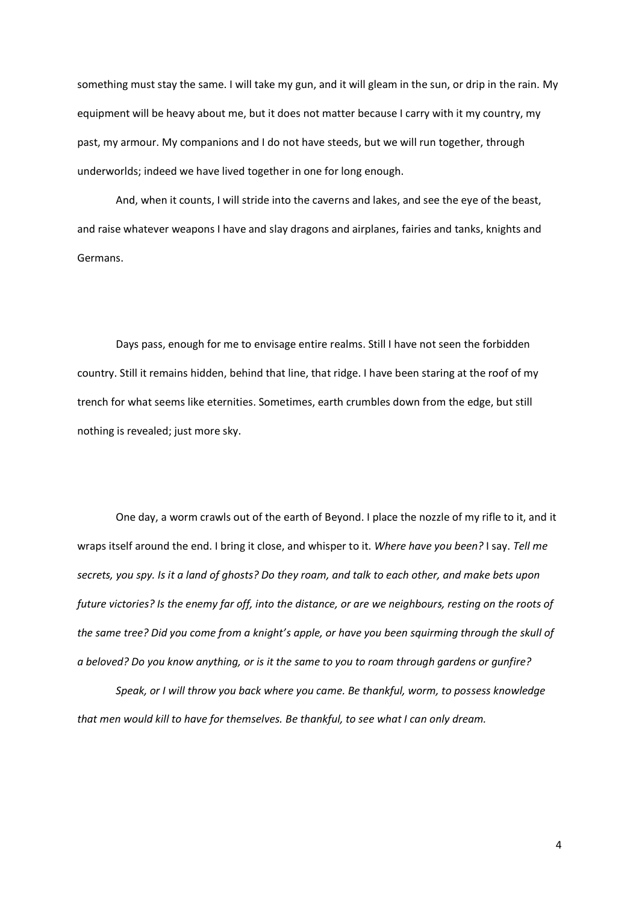something must stay the same. I will take my gun, and it will gleam in the sun, or drip in the rain. My equipment will be heavy about me, but it does not matter because I carry with it my country, my past, my armour. My companions and I do not have steeds, but we will run together, through underworlds; indeed we have lived together in one for long enough.

And, when it counts, I will stride into the caverns and lakes, and see the eye of the beast, and raise whatever weapons I have and slay dragons and airplanes, fairies and tanks, knights and Germans.

Days pass, enough for me to envisage entire realms. Still I have not seen the forbidden country. Still it remains hidden, behind that line, that ridge. I have been staring at the roof of my trench for what seems like eternities. Sometimes, earth crumbles down from the edge, but still nothing is revealed; just more sky.

One day, a worm crawls out of the earth of Beyond. I place the nozzle of my rifle to it, and it wraps itself around the end. I bring it close, and whisper to it. *Where have you been?* I say. *Tell me secrets, you spy. Is it a land of ghosts? Do they roam, and talk to each other, and make bets upon future victories? Is the enemy far off, into the distance, or are we neighbours, resting on the roots of the same tree? Did you come from a knight's apple, or have you been squirming through the skull of a beloved? Do you know anything, or is it the same to you to roam through gardens or gunfire?*

*Speak, or I will throw you back where you came. Be thankful, worm, to possess knowledge that men would kill to have for themselves. Be thankful, to see what I can only dream.*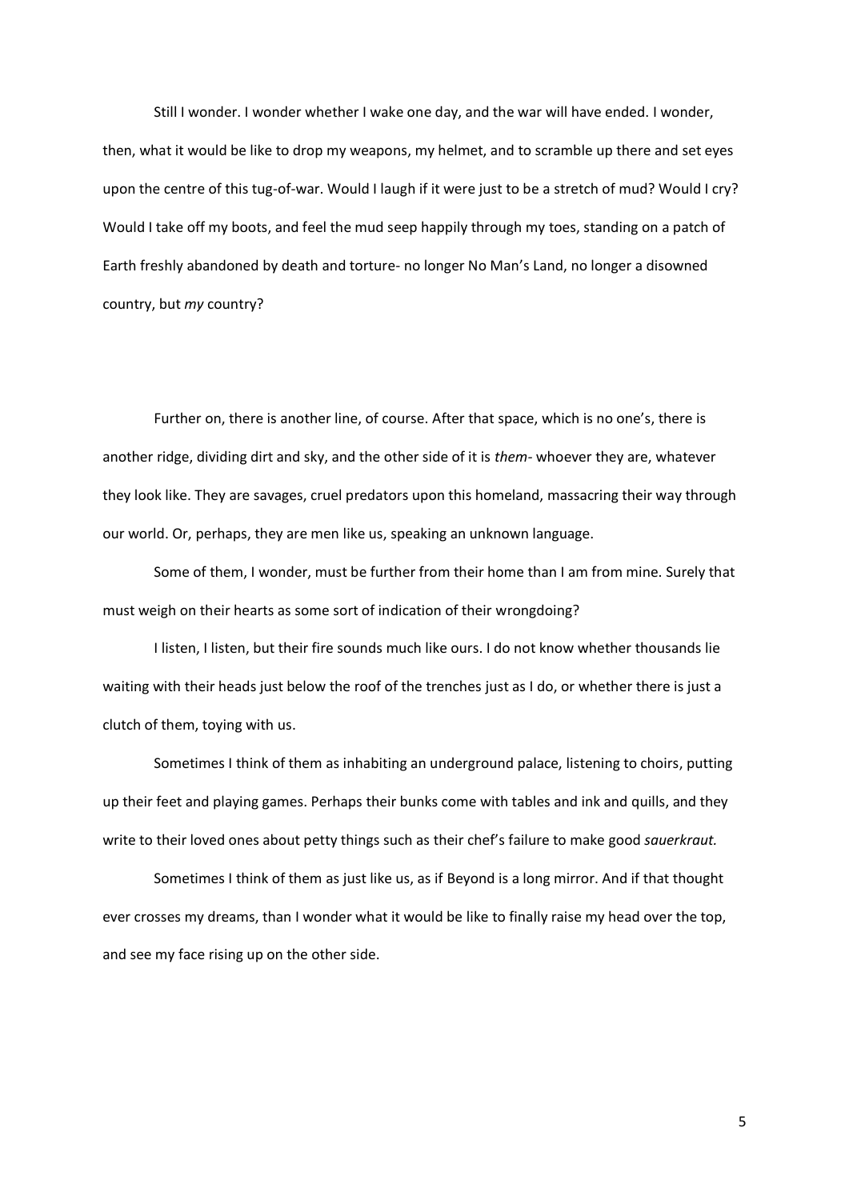Still I wonder. I wonder whether I wake one day, and the war will have ended. I wonder, then, what it would be like to drop my weapons, my helmet, and to scramble up there and set eyes upon the centre of this tug-of-war. Would I laugh if it were just to be a stretch of mud? Would I cry? Would I take off my boots, and feel the mud seep happily through my toes, standing on a patch of Earth freshly abandoned by death and torture- no longer No Man's Land, no longer a disowned country, but *my* country?

Further on, there is another line, of course. After that space, which is no one's, there is another ridge, dividing dirt and sky, and the other side of it is *them*- whoever they are, whatever they look like. They are savages, cruel predators upon this homeland, massacring their way through our world. Or, perhaps, they are men like us, speaking an unknown language.

Some of them, I wonder, must be further from their home than I am from mine. Surely that must weigh on their hearts as some sort of indication of their wrongdoing?

I listen, I listen, but their fire sounds much like ours. I do not know whether thousands lie waiting with their heads just below the roof of the trenches just as I do, or whether there is just a clutch of them, toying with us.

Sometimes I think of them as inhabiting an underground palace, listening to choirs, putting up their feet and playing games. Perhaps their bunks come with tables and ink and quills, and they write to their loved ones about petty things such as their chef's failure to make good *sauerkraut.*

Sometimes I think of them as just like us, as if Beyond is a long mirror. And if that thought ever crosses my dreams, than I wonder what it would be like to finally raise my head over the top, and see my face rising up on the other side.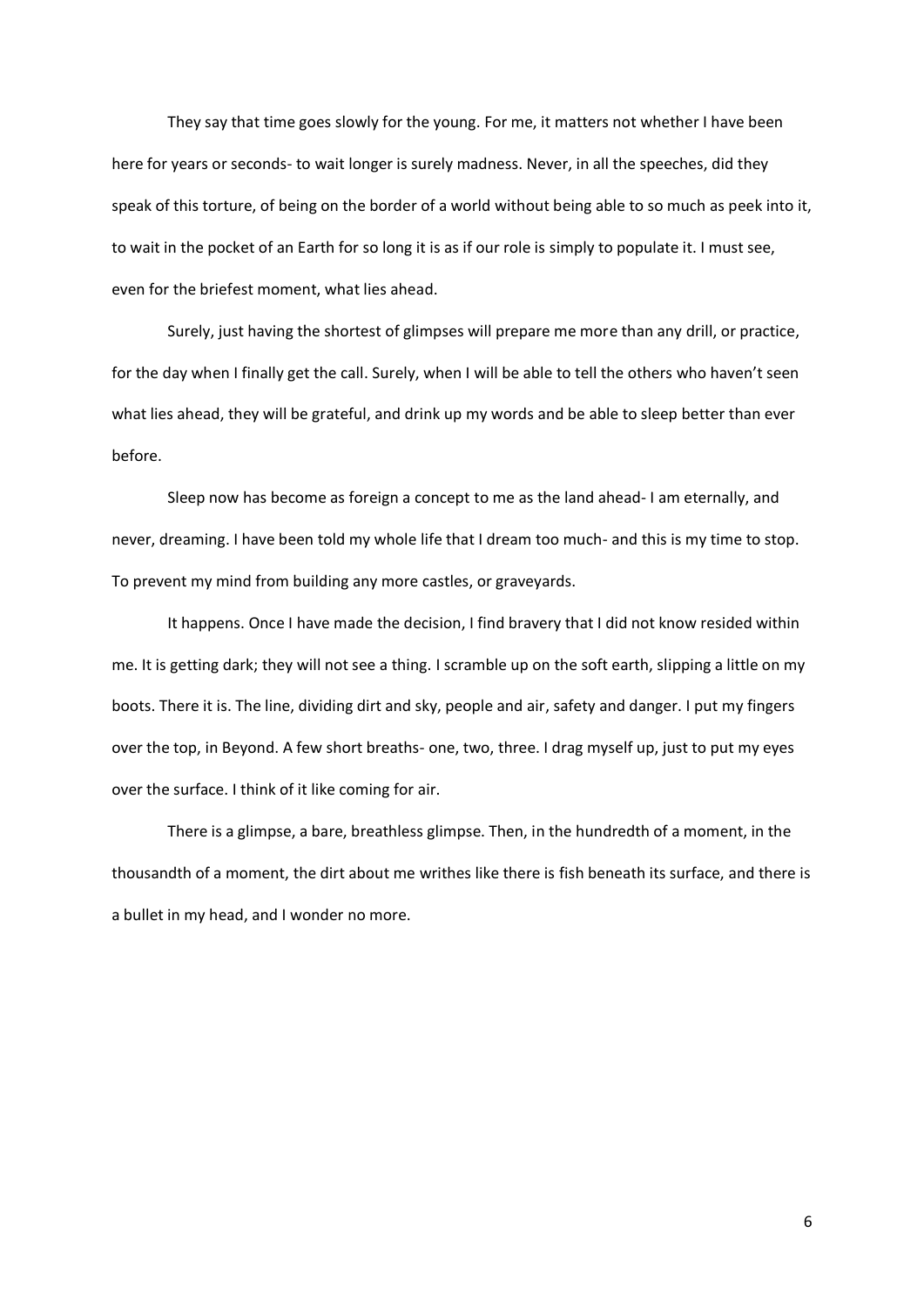They say that time goes slowly for the young. For me, it matters not whether I have been here for years or seconds- to wait longer is surely madness. Never, in all the speeches, did they speak of this torture, of being on the border of a world without being able to so much as peek into it, to wait in the pocket of an Earth for so long it is as if our role is simply to populate it. I must see, even for the briefest moment, what lies ahead.

Surely, just having the shortest of glimpses will prepare me more than any drill, or practice, for the day when I finally get the call. Surely, when I will be able to tell the others who haven't seen what lies ahead, they will be grateful, and drink up my words and be able to sleep better than ever before.

Sleep now has become as foreign a concept to me as the land ahead- I am eternally, and never, dreaming. I have been told my whole life that I dream too much- and this is my time to stop. To prevent my mind from building any more castles, or graveyards.

It happens. Once I have made the decision, I find bravery that I did not know resided within me. It is getting dark; they will not see a thing. I scramble up on the soft earth, slipping a little on my boots. There it is. The line, dividing dirt and sky, people and air, safety and danger. I put my fingers over the top, in Beyond. A few short breaths- one, two, three. I drag myself up, just to put my eyes over the surface. I think of it like coming for air.

There is a glimpse, a bare, breathless glimpse. Then, in the hundredth of a moment, in the thousandth of a moment, the dirt about me writhes like there is fish beneath its surface, and there is a bullet in my head, and I wonder no more.